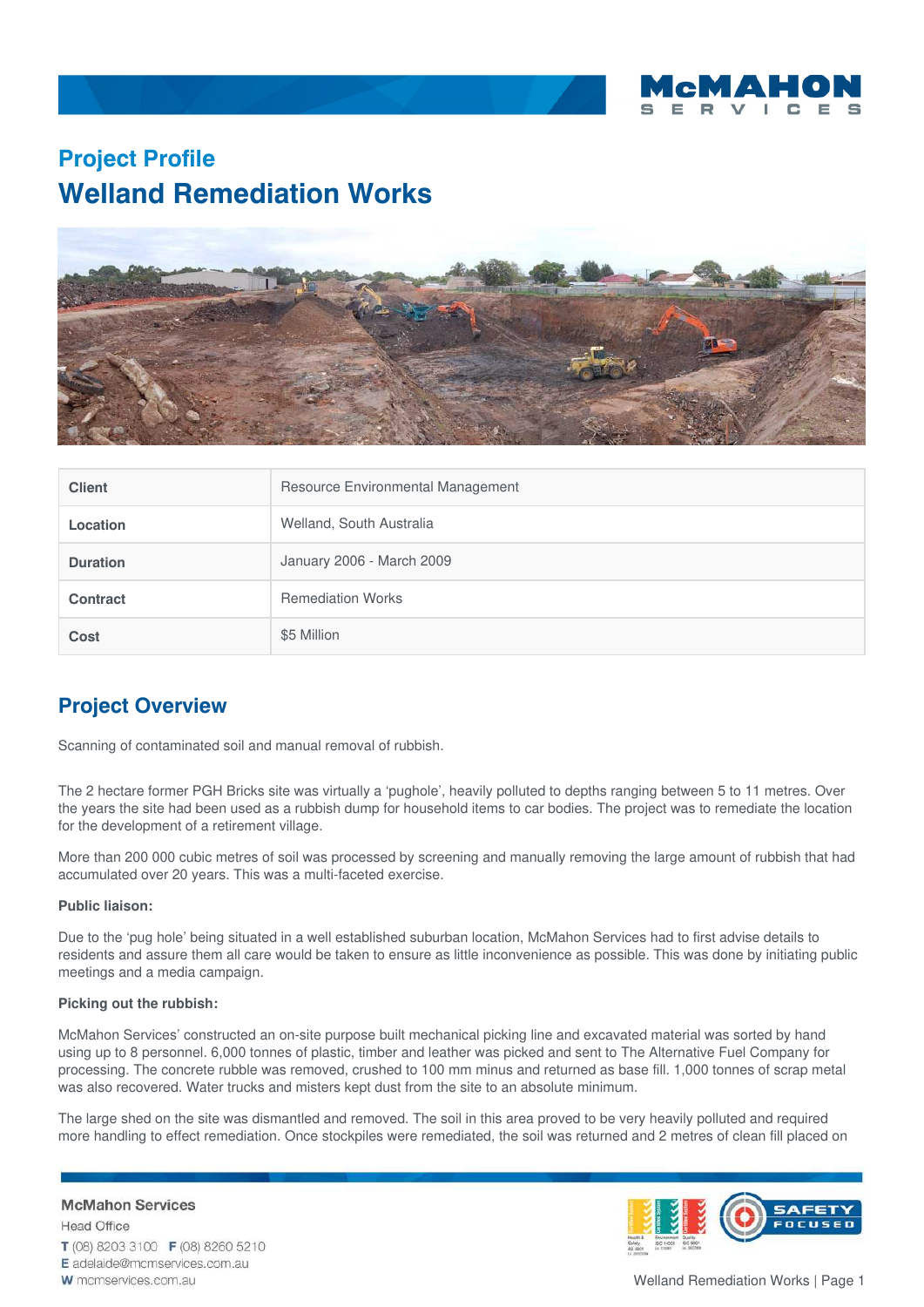## Project Profile

# Welland Remediation Works

| Client | Resource Environmental Management |
| --- | --- |
| Location | Welland, South Australia |
| Duration | January 2006 - March 2009 |
| Contract | Remediation Works |
| Cost | $5 Million |

## Project Overview

Scanning of contaminated soil and manual removal of rubbish.

The 2 hectare former PGH Bricks site was virtually a 'pughole', heavily polluted to depths ranging between 5 to 11 metres. Over the years the site had been used as a rubbish dump for household items to car bodies. The project was to remediate the location for the development of a retirement village.

More than 200 000 cubic metres of soil was processed by screening and manually removing the large amount of rubbish that had accumulated over 20 years. This was a multi-faceted exercise.

**Public liaison:**

Due to the 'pug hole' being situated in a well established suburban location, McMahon Services had to first advise details to residents and assure them all care would be taken to ensure as little inconvenience as possible. This was done by initiating public meetings and a media campaign.

**Picking out the rubbish:**

McMahon Services' constructed an on-site purpose built mechanical picking line and excavated material was sorted by hand using up to 8 personnel. 6,000 tonnes of plastic, timber and leather was picked and sent to The Alternative Fuel Company for processing. The concrete rubble was removed, crushed to 100 mm minus and returned as base fill. 1,000 tonnes of scrap metal was also recovered. Water trucks and misters kept dust from the site to an absolute minimum.

The large shed on the site was dismantled and removed. The soil in this area proved to be very heavily polluted and required more handling to effect remediation. Once stockpiles were remediated, the soil was returned and 2 metres of clean fill placed on

McMahon Services
Head Office
T (08) 8203 3100 F (08) 8260 5210
E adelaide@mcmservices.com.au
W mcmservices.com.au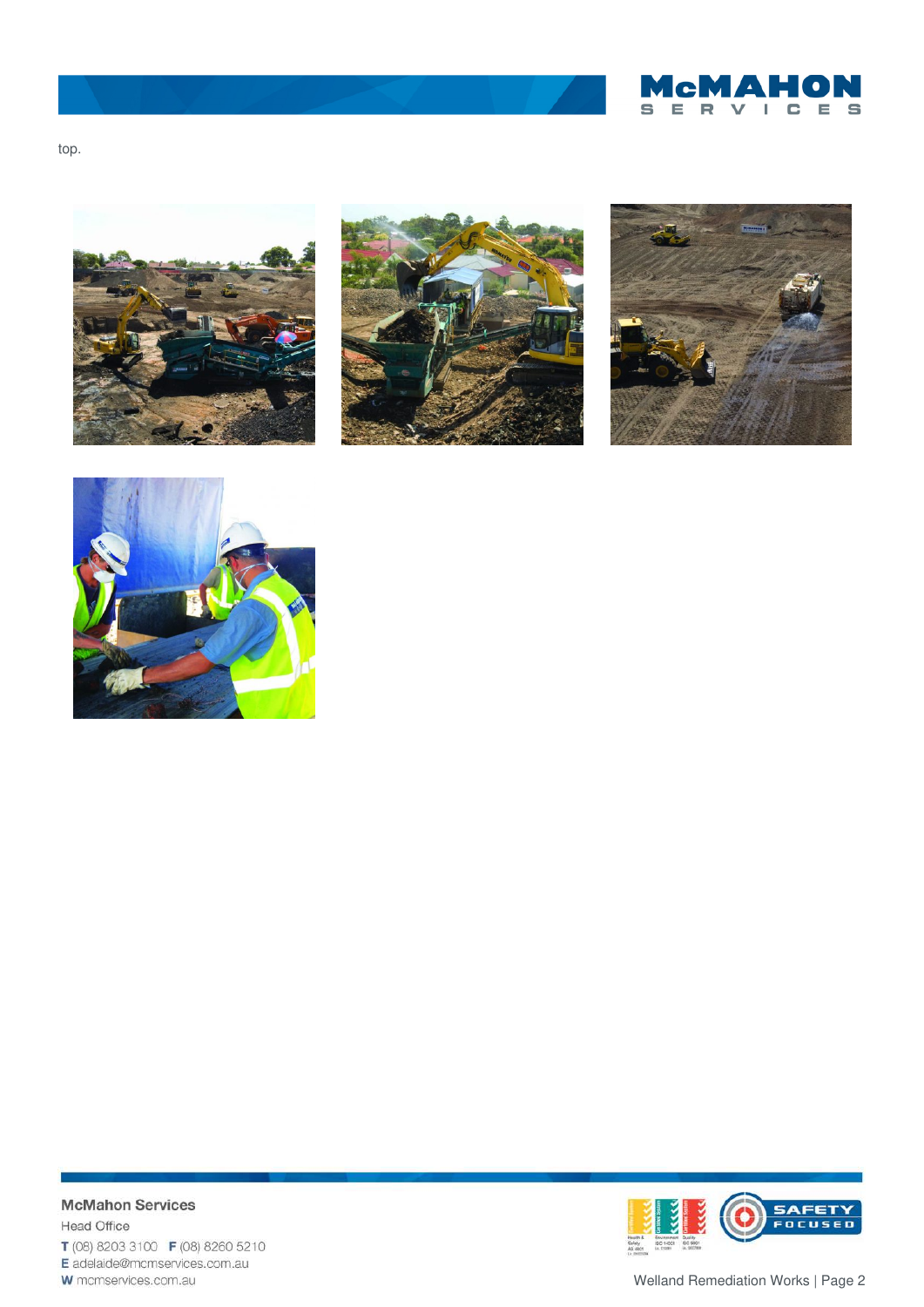top.